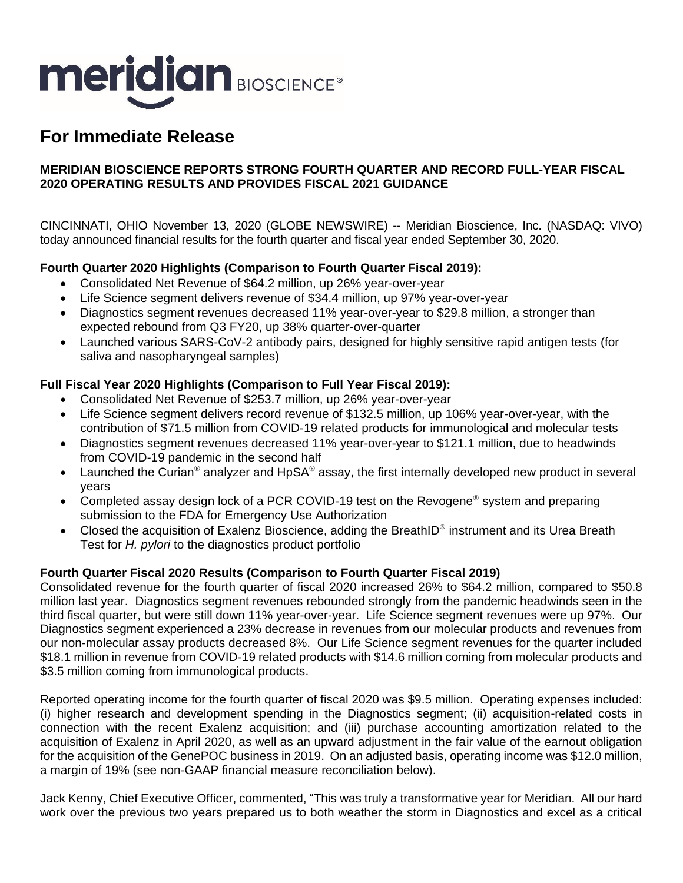meridian BIOSCIENCE®

# For Immediate Release

**MERIDIAN BIOSCIENCE REPORTS STRONG FOURTH QUARTER AND RECORD FULL-YEAR FISCAL 2020 OPERATING RESULTS AND PROVIDES FISCAL 2021 GUIDANCE**

CINCINNATI, OHIO November 13, 2020 (GLOBE NEWSWIRE) -- Meridian Bioscience, Inc. (NASDAQ: VIVO) today announced financial results for the fourth quarter and fiscal year ended September 30, 2020.

**Fourth Quarter 2020 Highlights (Comparison to Fourth Quarter Fiscal 2019):**

- Consolidated Net Revenue of $64.2 million, up 26% year-over-year
- Life Science segment delivers revenue of $34.4 million, up 97% year-over-year
- Diagnostics segment revenues decreased 11% year-over-year to $29.8 million, a stronger than expected rebound from Q3 FY20, up 38% quarter-over-quarter
- Launched various SARS-CoV-2 antibody pairs, designed for highly sensitive rapid antigen tests (for saliva and nasopharyngeal samples)

**Full Fiscal Year 2020 Highlights (Comparison to Full Year Fiscal 2019):**

- Consolidated Net Revenue of $253.7 million, up 26% year-over-year
- Life Science segment delivers record revenue of $132.5 million, up 106% year-over-year, with the contribution of $71.5 million from COVID-19 related products for immunological and molecular tests
- Diagnostics segment revenues decreased 11% year-over-year to $121.1 million, due to headwinds from COVID-19 pandemic in the second half
- Launched the Curian® analyzer and HpSA® assay, the first internally developed new product in several years
- Completed assay design lock of a PCR COVID-19 test on the Revogene® system and preparing submission to the FDA for Emergency Use Authorization
- Closed the acquisition of Exalenz Bioscience, adding the BreathID® instrument and its Urea Breath Test for *H. pylori* to the diagnostics product portfolio

**Fourth Quarter Fiscal 2020 Results (Comparison to Fourth Quarter Fiscal 2019)**

Consolidated revenue for the fourth quarter of fiscal 2020 increased 26% to $64.2 million, compared to $50.8 million last year. Diagnostics segment revenues rebounded strongly from the pandemic headwinds seen in the third fiscal quarter, but were still down 11% year-over-year. Life Science segment revenues were up 97%. Our Diagnostics segment experienced a 23% decrease in revenues from our molecular products and revenues from our non-molecular assay products decreased 8%. Our Life Science segment revenues for the quarter included $18.1 million in revenue from COVID-19 related products with $14.6 million coming from molecular products and $3.5 million coming from immunological products.

Reported operating income for the fourth quarter of fiscal 2020 was $9.5 million. Operating expenses included: (i) higher research and development spending in the Diagnostics segment; (ii) acquisition-related costs in connection with the recent Exalenz acquisition; and (iii) purchase accounting amortization related to the acquisition of Exalenz in April 2020, as well as an upward adjustment in the fair value of the earnout obligation for the acquisition of the GenePOC business in 2019. On an adjusted basis, operating income was $12.0 million, a margin of 19% (see non-GAAP financial measure reconciliation below).

Jack Kenny, Chief Executive Officer, commented, "This was truly a transformative year for Meridian. All our hard work over the previous two years prepared us to both weather the storm in Diagnostics and excel as a critical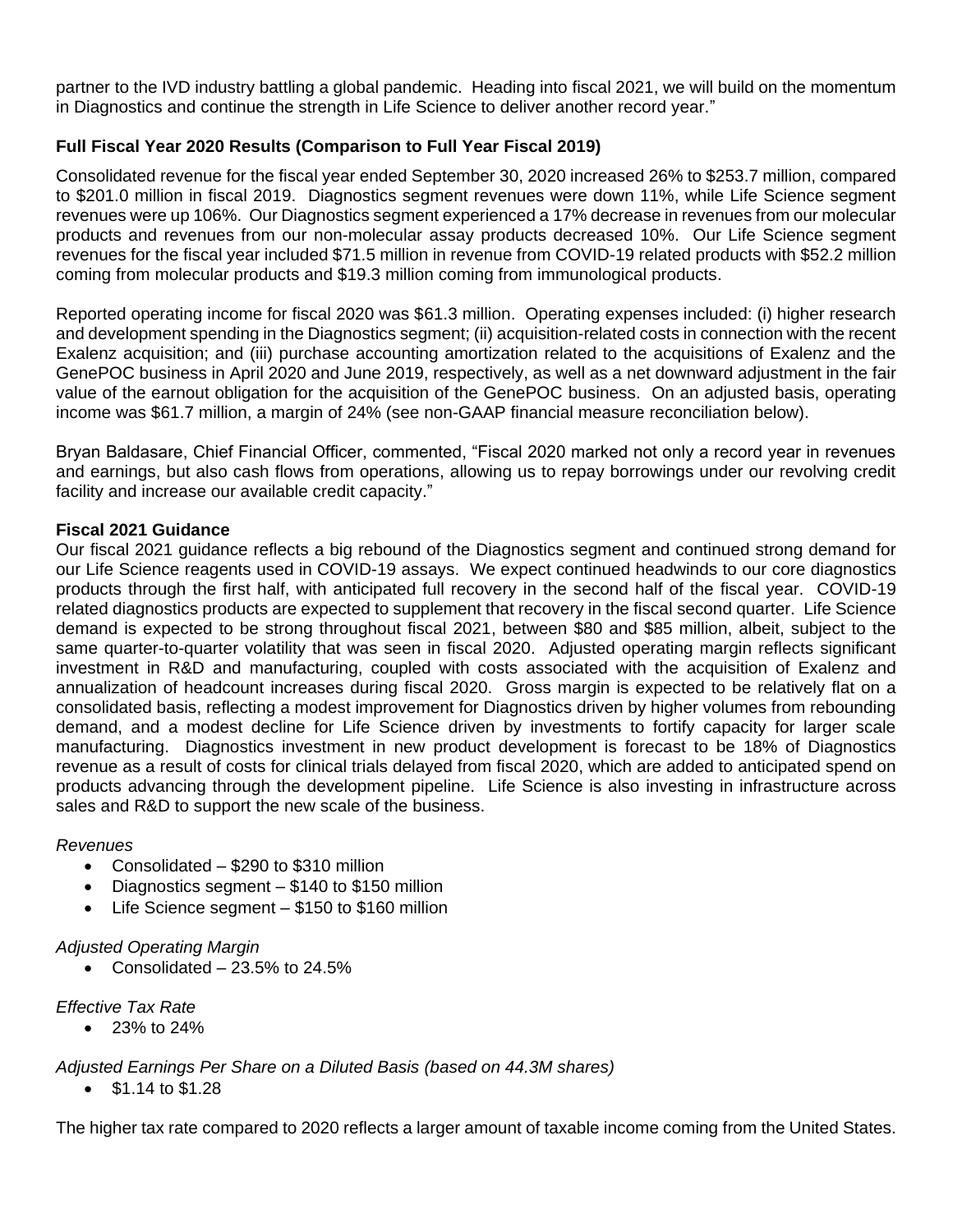partner to the IVD industry battling a global pandemic. Heading into fiscal 2021, we will build on the momentum in Diagnostics and continue the strength in Life Science to deliver another record year."

**Full Fiscal Year 2020 Results (Comparison to Full Year Fiscal 2019)**

Consolidated revenue for the fiscal year ended September 30, 2020 increased 26% to $253.7 million, compared to $201.0 million in fiscal 2019. Diagnostics segment revenues were down 11%, while Life Science segment revenues were up 106%. Our Diagnostics segment experienced a 17% decrease in revenues from our molecular products and revenues from our non-molecular assay products decreased 10%. Our Life Science segment revenues for the fiscal year included $71.5 million in revenue from COVID-19 related products with $52.2 million coming from molecular products and $19.3 million coming from immunological products.

Reported operating income for fiscal 2020 was $61.3 million. Operating expenses included: (i) higher research and development spending in the Diagnostics segment; (ii) acquisition-related costs in connection with the recent Exalenz acquisition; and (iii) purchase accounting amortization related to the acquisitions of Exalenz and the GenePOC business in April 2020 and June 2019, respectively, as well as a net downward adjustment in the fair value of the earnout obligation for the acquisition of the GenePOC business. On an adjusted basis, operating income was $61.7 million, a margin of 24% (see non-GAAP financial measure reconciliation below).

Bryan Baldasare, Chief Financial Officer, commented, "Fiscal 2020 marked not only a record year in revenues and earnings, but also cash flows from operations, allowing us to repay borrowings under our revolving credit facility and increase our available credit capacity."

**Fiscal 2021 Guidance**

Our fiscal 2021 guidance reflects a big rebound of the Diagnostics segment and continued strong demand for our Life Science reagents used in COVID-19 assays. We expect continued headwinds to our core diagnostics products through the first half, with anticipated full recovery in the second half of the fiscal year. COVID-19 related diagnostics products are expected to supplement that recovery in the fiscal second quarter. Life Science demand is expected to be strong throughout fiscal 2021, between $80 and $85 million, albeit, subject to the same quarter-to-quarter volatility that was seen in fiscal 2020. Adjusted operating margin reflects significant investment in R&D and manufacturing, coupled with costs associated with the acquisition of Exalenz and annualization of headcount increases during fiscal 2020. Gross margin is expected to be relatively flat on a consolidated basis, reflecting a modest improvement for Diagnostics driven by higher volumes from rebounding demand, and a modest decline for Life Science driven by investments to fortify capacity for larger scale manufacturing. Diagnostics investment in new product development is forecast to be 18% of Diagnostics revenue as a result of costs for clinical trials delayed from fiscal 2020, which are added to anticipated spend on products advancing through the development pipeline. Life Science is also investing in infrastructure across sales and R&D to support the new scale of the business.

*Revenues*

- Consolidated – $290 to $310 million
- Diagnostics segment – $140 to $150 million
- Life Science segment – $150 to $160 million

*Adjusted Operating Margin*

- Consolidated – 23.5% to 24.5%

*Effective Tax Rate*

- 23% to 24%

*Adjusted Earnings Per Share on a Diluted Basis (based on 44.3M shares)*

- $1.14 to $1.28

The higher tax rate compared to 2020 reflects a larger amount of taxable income coming from the United States.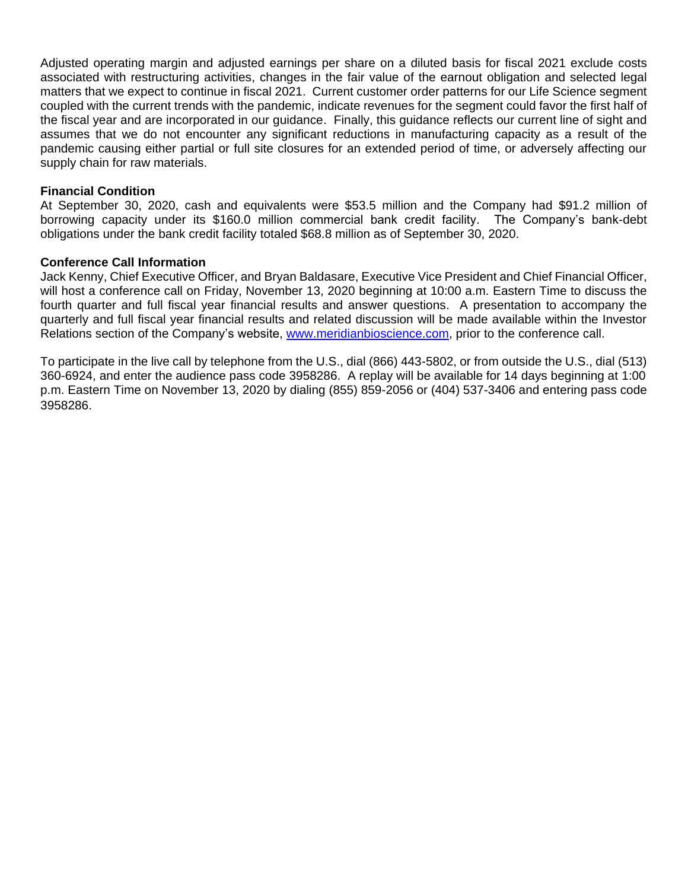Adjusted operating margin and adjusted earnings per share on a diluted basis for fiscal 2021 exclude costs associated with restructuring activities, changes in the fair value of the earnout obligation and selected legal matters that we expect to continue in fiscal 2021. Current customer order patterns for our Life Science segment coupled with the current trends with the pandemic, indicate revenues for the segment could favor the first half of the fiscal year and are incorporated in our guidance. Finally, this guidance reflects our current line of sight and assumes that we do not encounter any significant reductions in manufacturing capacity as a result of the pandemic causing either partial or full site closures for an extended period of time, or adversely affecting our supply chain for raw materials.

**Financial Condition**

At September 30, 2020, cash and equivalents were $53.5 million and the Company had $91.2 million of borrowing capacity under its $160.0 million commercial bank credit facility. The Company's bank-debt obligations under the bank credit facility totaled $68.8 million as of September 30, 2020.

**Conference Call Information**

Jack Kenny, Chief Executive Officer, and Bryan Baldasare, Executive Vice President and Chief Financial Officer, will host a conference call on Friday, November 13, 2020 beginning at 10:00 a.m. Eastern Time to discuss the fourth quarter and full fiscal year financial results and answer questions. A presentation to accompany the quarterly and full fiscal year financial results and related discussion will be made available within the Investor Relations section of the Company's website, [www.meridianbioscience.com](www.meridianbioscience.com), prior to the conference call.

To participate in the live call by telephone from the U.S., dial (866) 443-5802, or from outside the U.S., dial (513) 360-6924, and enter the audience pass code 3958286. A replay will be available for 14 days beginning at 1:00 p.m. Eastern Time on November 13, 2020 by dialing (855) 859-2056 or (404) 537-3406 and entering pass code 3958286.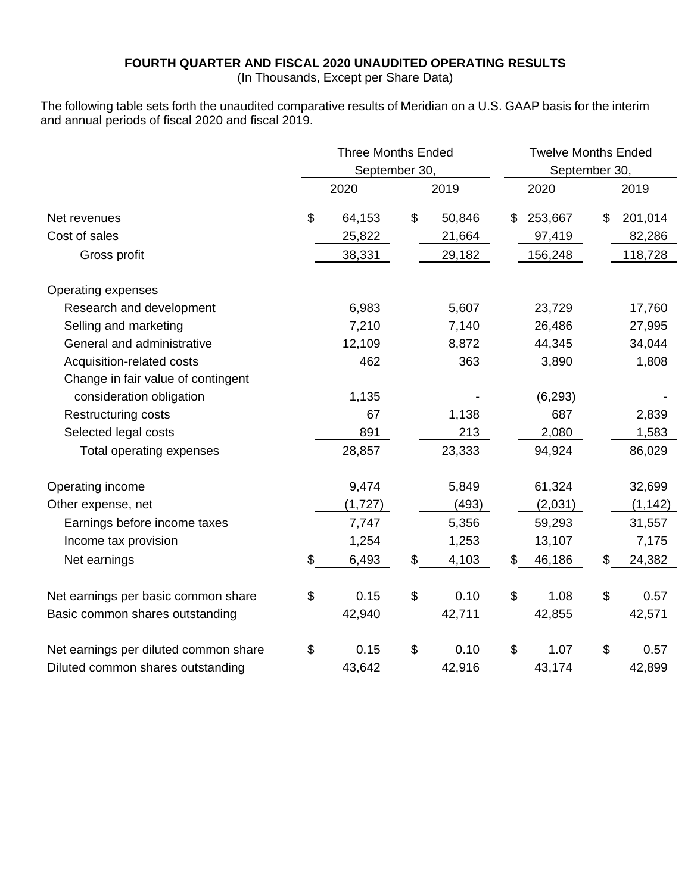**FOURTH QUARTER AND FISCAL 2020 UNAUDITED OPERATING RESULTS**
(In Thousands, Except per Share Data)

The following table sets forth the unaudited comparative results of Meridian on a U.S. GAAP basis for the interim and annual periods of fiscal 2020 and fiscal 2019.

| | Three Months Ended September 30, | | Twelve Months Ended September 30, | |
|---|---|---|---|---|
| | 2020 | 2019 | 2020 | 2019 |
| Net revenues | $ 64,153 | $ 50,846 | $ 253,667 | $ 201,014 |
| Cost of sales | 25,822 | 21,664 | 97,419 | 82,286 |
| Gross profit | 38,331 | 29,182 | 156,248 | 118,728 |
| Operating expenses | | | | |
| Research and development | 6,983 | 5,607 | 23,729 | 17,760 |
| Selling and marketing | 7,210 | 7,140 | 26,486 | 27,995 |
| General and administrative | 12,109 | 8,872 | 44,345 | 34,044 |
| Acquisition-related costs | 462 | 363 | 3,890 | 1,808 |
| Change in fair value of contingent consideration obligation | 1,135 | - | (6,293) | - |
| Restructuring costs | 67 | 1,138 | 687 | 2,839 |
| Selected legal costs | 891 | 213 | 2,080 | 1,583 |
| Total operating expenses | 28,857 | 23,333 | 94,924 | 86,029 |
| Operating income | 9,474 | 5,849 | 61,324 | 32,699 |
| Other expense, net | (1,727) | (493) | (2,031) | (1,142) |
| Earnings before income taxes | 7,747 | 5,356 | 59,293 | 31,557 |
| Income tax provision | 1,254 | 1,253 | 13,107 | 7,175 |
| Net earnings | $ 6,493 | $ 4,103 | $ 46,186 | $ 24,382 |
| Net earnings per basic common share | $ 0.15 | $ 0.10 | $ 1.08 | $ 0.57 |
| Basic common shares outstanding | 42,940 | 42,711 | 42,855 | 42,571 |
| Net earnings per diluted common share | $ 0.15 | $ 0.10 | $ 1.07 | $ 0.57 |
| Diluted common shares outstanding | 43,642 | 42,916 | 43,174 | 42,899 |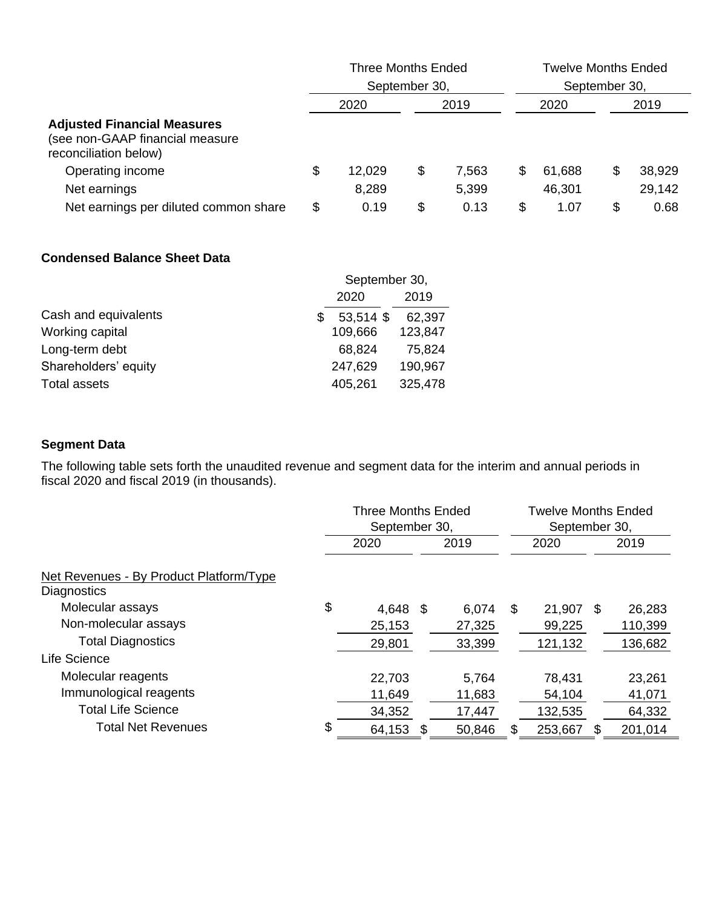| | Three Months Ended September 30, | | Twelve Months Ended September 30, | |
|---|---|---|---|---|
| | 2020 | 2019 | 2020 | 2019 |
| **Adjusted Financial Measures** (see non-GAAP financial measure reconciliation below) | | | | |
| Operating income | $ 12,029 | $ 7,563 | $ 61,688 | $ 38,929 |
| Net earnings | 8,289 | 5,399 | 46,301 | 29,142 |
| Net earnings per diluted common share | $ 0.19 | $ 0.13 | $ 1.07 | $ 0.68 |

**Condensed Balance Sheet Data**

| | September 30, | |
|---|---|---|
| | 2020 | 2019 |
| Cash and equivalents | $ 53,514 | $ 62,397 |
| Working capital | 109,666 | 123,847 |
| Long-term debt | 68,824 | 75,824 |
| Shareholders' equity | 247,629 | 190,967 |
| Total assets | 405,261 | 325,478 |

**Segment Data**

The following table sets forth the unaudited revenue and segment data for the interim and annual periods in fiscal 2020 and fiscal 2019 (in thousands).

| | Three Months Ended September 30, | | Twelve Months Ended September 30, | |
|---|---|---|---|---|
| | 2020 | 2019 | 2020 | 2019 |
| Net Revenues - By Product Platform/Type | | | | |
| Diagnostics | | | | |
| Molecular assays | $ 4,648 | $ 6,074 | $ 21,907 | $ 26,283 |
| Non-molecular assays | 25,153 | 27,325 | 99,225 | 110,399 |
| Total Diagnostics | 29,801 | 33,399 | 121,132 | 136,682 |
| Life Science | | | | |
| Molecular reagents | 22,703 | 5,764 | 78,431 | 23,261 |
| Immunological reagents | 11,649 | 11,683 | 54,104 | 41,071 |
| Total Life Science | 34,352 | 17,447 | 132,535 | 64,332 |
| Total Net Revenues | $ 64,153 | $ 50,846 | $ 253,667 | $ 201,014 |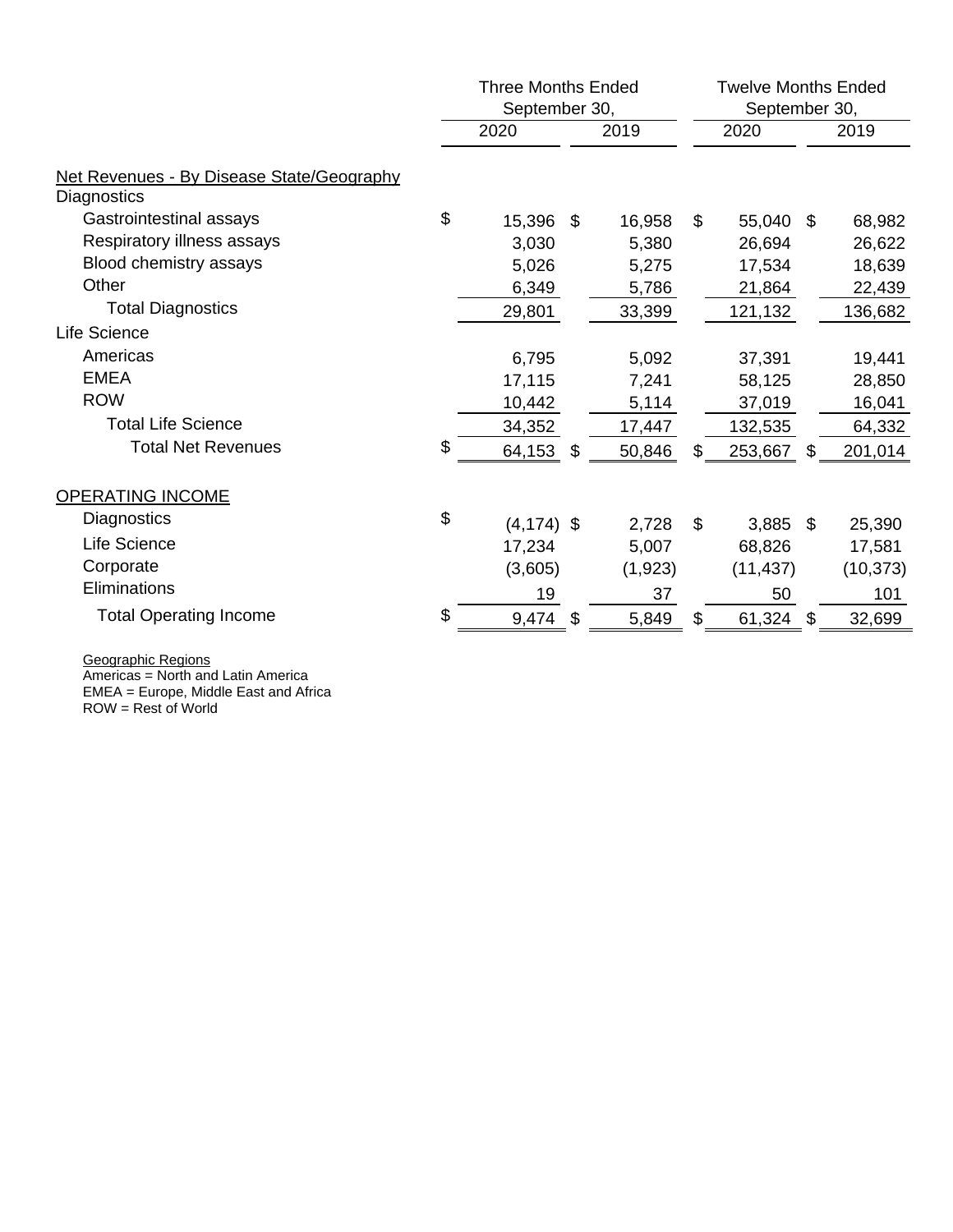| | Three Months Ended September 30, | | Twelve Months Ended September 30, | |
|---|---|---|---|---|
| | 2020 | 2019 | 2020 | 2019 |
| Net Revenues - By Disease State/Geography | | | | |
| Diagnostics | | | | |
| Gastrointestinal assays | $ 15,396 | $ 16,958 | $ 55,040 | $ 68,982 |
| Respiratory illness assays | 3,030 | 5,380 | 26,694 | 26,622 |
| Blood chemistry assays | 5,026 | 5,275 | 17,534 | 18,639 |
| Other | 6,349 | 5,786 | 21,864 | 22,439 |
| Total Diagnostics | 29,801 | 33,399 | 121,132 | 136,682 |
| Life Science | | | | |
| Americas | 6,795 | 5,092 | 37,391 | 19,441 |
| EMEA | 17,115 | 7,241 | 58,125 | 28,850 |
| ROW | 10,442 | 5,114 | 37,019 | 16,041 |
| Total Life Science | 34,352 | 17,447 | 132,535 | 64,332 |
| Total Net Revenues | $ 64,153 | $ 50,846 | $ 253,667 | $ 201,014 |
| OPERATING INCOME | | | | |
| Diagnostics | $ (4,174) | $ 2,728 | $ 3,885 | $ 25,390 |
| Life Science | 17,234 | 5,007 | 68,826 | 17,581 |
| Corporate | (3,605) | (1,923) | (11,437) | (10,373) |
| Eliminations | 19 | 37 | 50 | 101 |
| Total Operating Income | $ 9,474 | $ 5,849 | $ 61,324 | $ 32,699 |

Geographic Regions
Americas = North and Latin America
EMEA = Europe, Middle East and Africa
ROW = Rest of World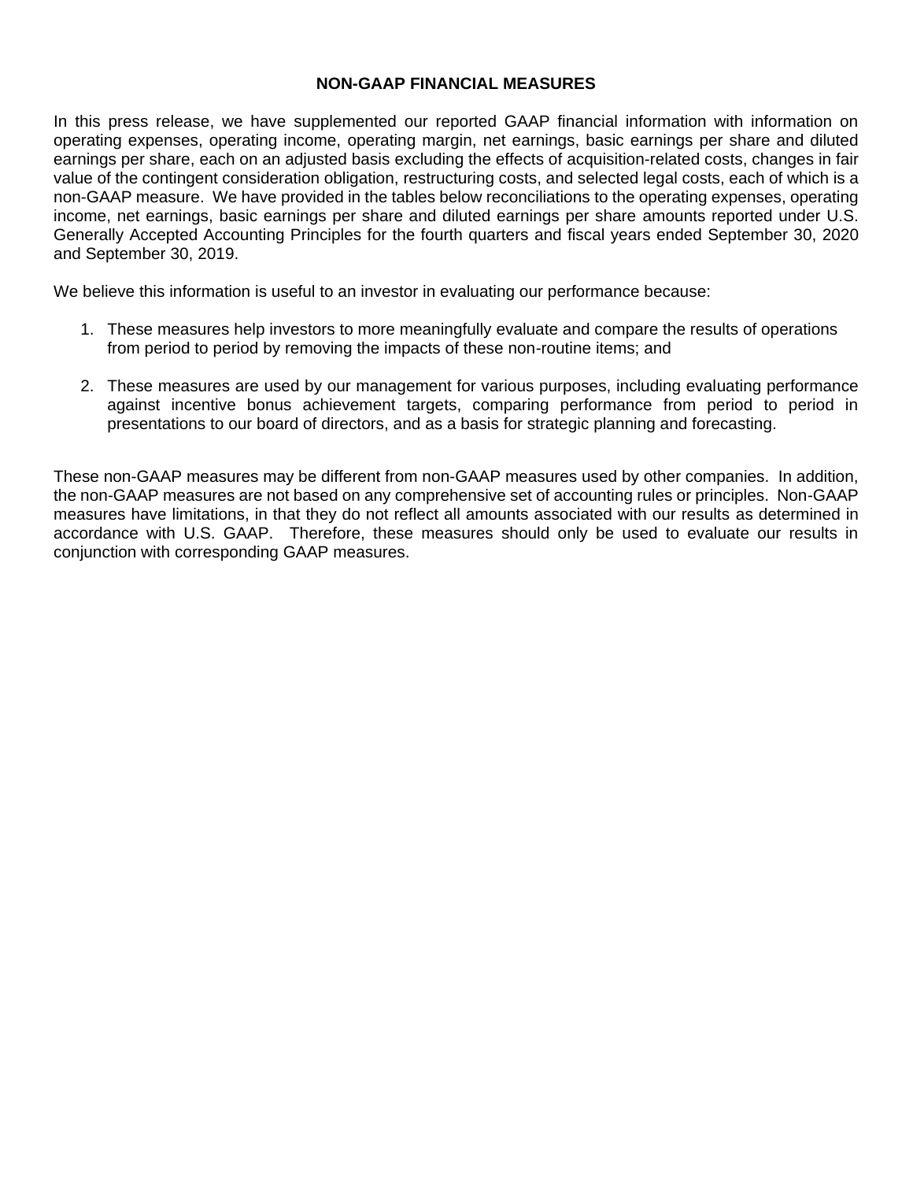## NON-GAAP FINANCIAL MEASURES

In this press release, we have supplemented our reported GAAP financial information with information on operating expenses, operating income, operating margin, net earnings, basic earnings per share and diluted earnings per share, each on an adjusted basis excluding the effects of acquisition-related costs, changes in fair value of the contingent consideration obligation, restructuring costs, and selected legal costs, each of which is a non-GAAP measure. We have provided in the tables below reconciliations to the operating expenses, operating income, net earnings, basic earnings per share and diluted earnings per share amounts reported under U.S. Generally Accepted Accounting Principles for the fourth quarters and fiscal years ended September 30, 2020 and September 30, 2019.

We believe this information is useful to an investor in evaluating our performance because:

1. These measures help investors to more meaningfully evaluate and compare the results of operations from period to period by removing the impacts of these non-routine items; and

2. These measures are used by our management for various purposes, including evaluating performance against incentive bonus achievement targets, comparing performance from period to period in presentations to our board of directors, and as a basis for strategic planning and forecasting.

These non-GAAP measures may be different from non-GAAP measures used by other companies. In addition, the non-GAAP measures are not based on any comprehensive set of accounting rules or principles. Non-GAAP measures have limitations, in that they do not reflect all amounts associated with our results as determined in accordance with U.S. GAAP. Therefore, these measures should only be used to evaluate our results in conjunction with corresponding GAAP measures.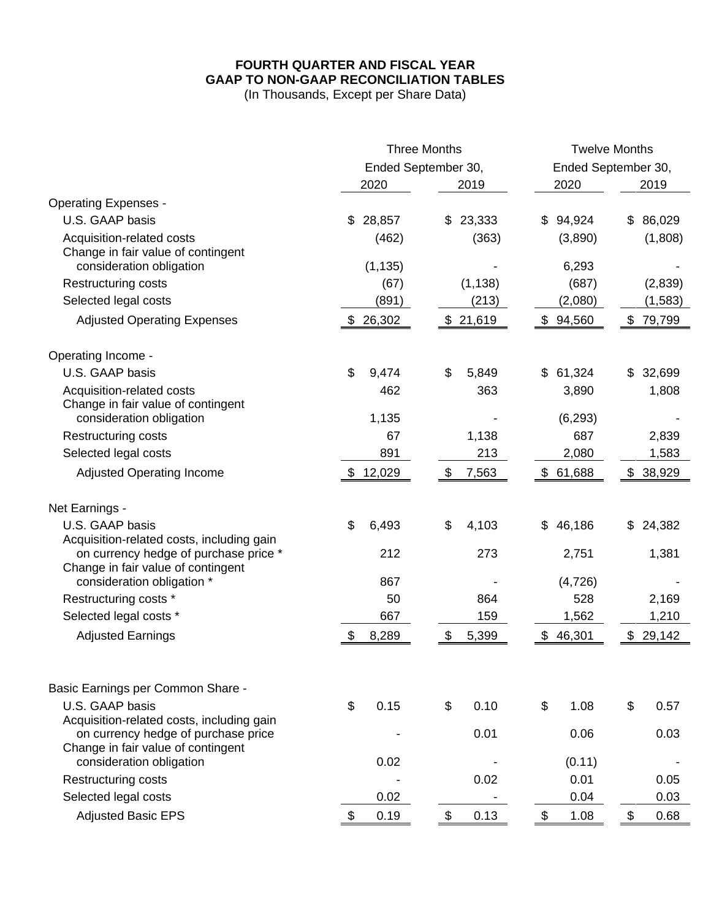# FOURTH QUARTER AND FISCAL YEAR
# GAAP TO NON-GAAP RECONCILIATION TABLES

(In Thousands, Except per Share Data)

| | Three Months Ended September 30, | | Twelve Months Ended September 30, | |
|---|---|---|---|---|
| | 2020 | 2019 | 2020 | 2019 |
| **Operating Expenses -** | | | | |
| U.S. GAAP basis | $ 28,857 | $ 23,333 | $ 94,924 | $ 86,029 |
| Acquisition-related costs | (462) | (363) | (3,890) | (1,808) |
| Change in fair value of contingent consideration obligation | (1,135) | - | 6,293 | - |
| Restructuring costs | (67) | (1,138) | (687) | (2,839) |
| Selected legal costs | (891) | (213) | (2,080) | (1,583) |
| Adjusted Operating Expenses | $ 26,302 | $ 21,619 | $ 94,560 | $ 79,799 |
| **Operating Income -** | | | | |
| U.S. GAAP basis | $ 9,474 | $ 5,849 | $ 61,324 | $ 32,699 |
| Acquisition-related costs | 462 | 363 | 3,890 | 1,808 |
| Change in fair value of contingent consideration obligation | 1,135 | - | (6,293) | - |
| Restructuring costs | 67 | 1,138 | 687 | 2,839 |
| Selected legal costs | 891 | 213 | 2,080 | 1,583 |
| Adjusted Operating Income | $ 12,029 | $ 7,563 | $ 61,688 | $ 38,929 |
| **Net Earnings -** | | | | |
| U.S. GAAP basis | $ 6,493 | $ 4,103 | $ 46,186 | $ 24,382 |
| Acquisition-related costs, including gain on currency hedge of purchase price * | 212 | 273 | 2,751 | 1,381 |
| Change in fair value of contingent consideration obligation * | 867 | - | (4,726) | - |
| Restructuring costs * | 50 | 864 | 528 | 2,169 |
| Selected legal costs * | 667 | 159 | 1,562 | 1,210 |
| Adjusted Earnings | $ 8,289 | $ 5,399 | $ 46,301 | $ 29,142 |
| **Basic Earnings per Common Share -** | | | | |
| U.S. GAAP basis | $ 0.15 | $ 0.10 | $ 1.08 | $ 0.57 |
| Acquisition-related costs, including gain on currency hedge of purchase price | - | 0.01 | 0.06 | 0.03 |
| Change in fair value of contingent consideration obligation | 0.02 | - | (0.11) | - |
| Restructuring costs | - | 0.02 | 0.01 | 0.05 |
| Selected legal costs | 0.02 | - | 0.04 | 0.03 |
| Adjusted Basic EPS | $ 0.19 | $ 0.13 | $ 1.08 | $ 0.68 |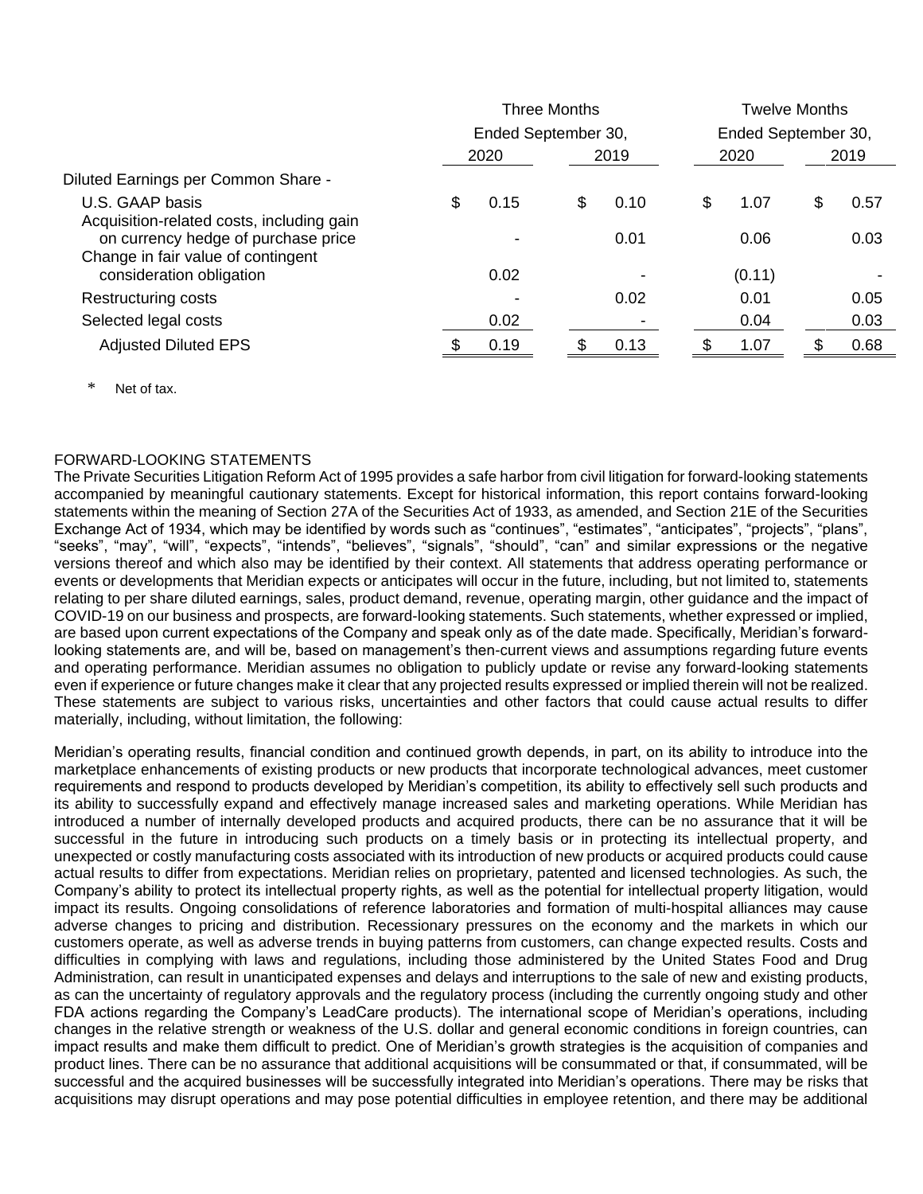| | Three Months Ended September 30, | | Twelve Months Ended September 30, | |
|---|---|---|---|---|
| | 2020 | 2019 | 2020 | 2019 |
| Diluted Earnings per Common Share - | | | | |
| U.S. GAAP basis | $ 0.15 | $ 0.10 | $ 1.07 | $ 0.57 |
| Acquisition-related costs, including gain on currency hedge of purchase price | - | 0.01 | 0.06 | 0.03 |
| Change in fair value of contingent consideration obligation | 0.02 | - | (0.11) | - |
| Restructuring costs | - | 0.02 | 0.01 | 0.05 |
| Selected legal costs | 0.02 | - | 0.04 | 0.03 |
| Adjusted Diluted EPS | $ 0.19 | $ 0.13 | $ 1.07 | $ 0.68 |

\* Net of tax.

FORWARD-LOOKING STATEMENTS

The Private Securities Litigation Reform Act of 1995 provides a safe harbor from civil litigation for forward-looking statements accompanied by meaningful cautionary statements. Except for historical information, this report contains forward-looking statements within the meaning of Section 27A of the Securities Act of 1933, as amended, and Section 21E of the Securities Exchange Act of 1934, which may be identified by words such as "continues", "estimates", "anticipates", "projects", "plans", "seeks", "may", "will", "expects", "intends", "believes", "signals", "should", "can" and similar expressions or the negative versions thereof and which also may be identified by their context. All statements that address operating performance or events or developments that Meridian expects or anticipates will occur in the future, including, but not limited to, statements relating to per share diluted earnings, sales, product demand, revenue, operating margin, other guidance and the impact of COVID-19 on our business and prospects, are forward-looking statements. Such statements, whether expressed or implied, are based upon current expectations of the Company and speak only as of the date made. Specifically, Meridian's forward-looking statements are, and will be, based on management's then-current views and assumptions regarding future events and operating performance. Meridian assumes no obligation to publicly update or revise any forward-looking statements even if experience or future changes make it clear that any projected results expressed or implied therein will not be realized. These statements are subject to various risks, uncertainties and other factors that could cause actual results to differ materially, including, without limitation, the following:

Meridian's operating results, financial condition and continued growth depends, in part, on its ability to introduce into the marketplace enhancements of existing products or new products that incorporate technological advances, meet customer requirements and respond to products developed by Meridian's competition, its ability to effectively sell such products and its ability to successfully expand and effectively manage increased sales and marketing operations. While Meridian has introduced a number of internally developed products and acquired products, there can be no assurance that it will be successful in the future in introducing such products on a timely basis or in protecting its intellectual property, and unexpected or costly manufacturing costs associated with its introduction of new products or acquired products could cause actual results to differ from expectations. Meridian relies on proprietary, patented and licensed technologies. As such, the Company's ability to protect its intellectual property rights, as well as the potential for intellectual property litigation, would impact its results. Ongoing consolidations of reference laboratories and formation of multi-hospital alliances may cause adverse changes to pricing and distribution. Recessionary pressures on the economy and the markets in which our customers operate, as well as adverse trends in buying patterns from customers, can change expected results. Costs and difficulties in complying with laws and regulations, including those administered by the United States Food and Drug Administration, can result in unanticipated expenses and delays and interruptions to the sale of new and existing products, as can the uncertainty of regulatory approvals and the regulatory process (including the currently ongoing study and other FDA actions regarding the Company's LeadCare products). The international scope of Meridian's operations, including changes in the relative strength or weakness of the U.S. dollar and general economic conditions in foreign countries, can impact results and make them difficult to predict. One of Meridian's growth strategies is the acquisition of companies and product lines. There can be no assurance that additional acquisitions will be consummated or that, if consummated, will be successful and the acquired businesses will be successfully integrated into Meridian's operations. There may be risks that acquisitions may disrupt operations and may pose potential difficulties in employee retention, and there may be additional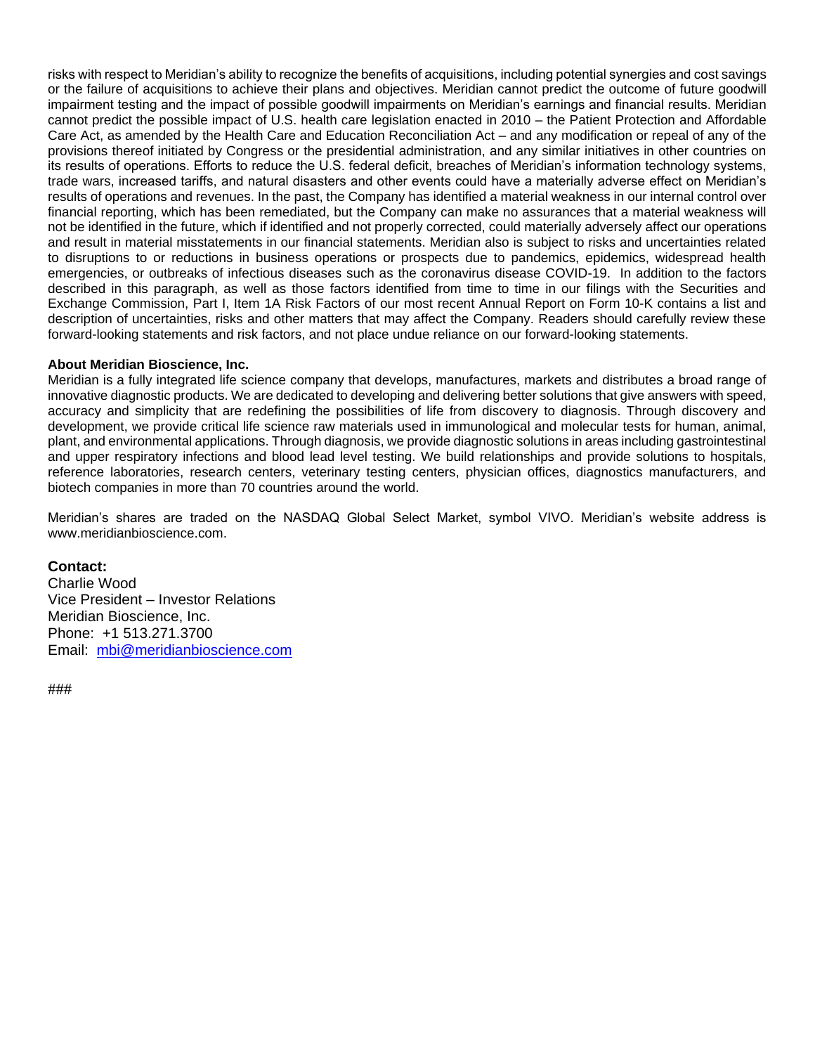risks with respect to Meridian's ability to recognize the benefits of acquisitions, including potential synergies and cost savings or the failure of acquisitions to achieve their plans and objectives. Meridian cannot predict the outcome of future goodwill impairment testing and the impact of possible goodwill impairments on Meridian's earnings and financial results. Meridian cannot predict the possible impact of U.S. health care legislation enacted in 2010 – the Patient Protection and Affordable Care Act, as amended by the Health Care and Education Reconciliation Act – and any modification or repeal of any of the provisions thereof initiated by Congress or the presidential administration, and any similar initiatives in other countries on its results of operations. Efforts to reduce the U.S. federal deficit, breaches of Meridian's information technology systems, trade wars, increased tariffs, and natural disasters and other events could have a materially adverse effect on Meridian's results of operations and revenues. In the past, the Company has identified a material weakness in our internal control over financial reporting, which has been remediated, but the Company can make no assurances that a material weakness will not be identified in the future, which if identified and not properly corrected, could materially adversely affect our operations and result in material misstatements in our financial statements. Meridian also is subject to risks and uncertainties related to disruptions to or reductions in business operations or prospects due to pandemics, epidemics, widespread health emergencies, or outbreaks of infectious diseases such as the coronavirus disease COVID-19. In addition to the factors described in this paragraph, as well as those factors identified from time to time in our filings with the Securities and Exchange Commission, Part I, Item 1A Risk Factors of our most recent Annual Report on Form 10-K contains a list and description of uncertainties, risks and other matters that may affect the Company. Readers should carefully review these forward-looking statements and risk factors, and not place undue reliance on our forward-looking statements.

**About Meridian Bioscience, Inc.**

Meridian is a fully integrated life science company that develops, manufactures, markets and distributes a broad range of innovative diagnostic products. We are dedicated to developing and delivering better solutions that give answers with speed, accuracy and simplicity that are redefining the possibilities of life from discovery to diagnosis. Through discovery and development, we provide critical life science raw materials used in immunological and molecular tests for human, animal, plant, and environmental applications. Through diagnosis, we provide diagnostic solutions in areas including gastrointestinal and upper respiratory infections and blood lead level testing. We build relationships and provide solutions to hospitals, reference laboratories, research centers, veterinary testing centers, physician offices, diagnostics manufacturers, and biotech companies in more than 70 countries around the world.

Meridian's shares are traded on the NASDAQ Global Select Market, symbol VIVO. Meridian's website address is www.meridianbioscience.com.

**Contact:**

Charlie Wood
Vice President – Investor Relations
Meridian Bioscience, Inc.
Phone: +1 513.271.3700
Email: mbi@meridianbioscience.com

###